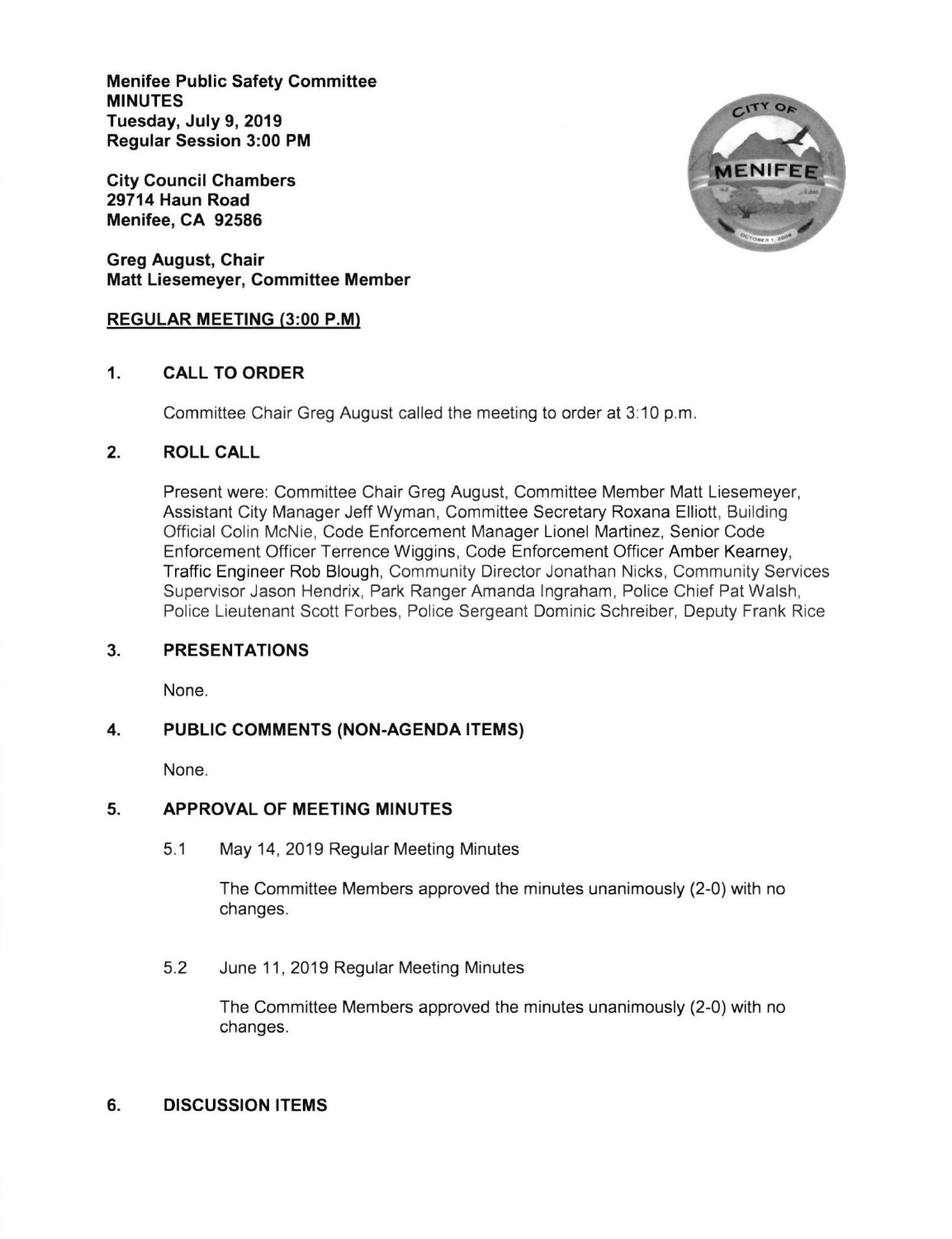**Menifee Public Safety Committee**
**MINUTES**
**Tuesday, July 9, 2019**
**Regular Session 3:00 PM**

**City Council Chambers**
**29714 Haun Road**
**Menifee, CA 92586**

**Greg August, Chair**
**Matt Liesemeyer, Committee Member**

**REGULAR MEETING (3:00 P.M)**

## 1. CALL TO ORDER

Committee Chair Greg August called the meeting to order at 3:10 p.m.

## 2. ROLL CALL

Present were: Committee Chair Greg August, Committee Member Matt Liesemeyer, Assistant City Manager Jeff Wyman, Committee Secretary Roxana Elliott, Building Official Colin McNie, Code Enforcement Manager Lionel Martinez, Senior Code Enforcement Officer Terrence Wiggins, Code Enforcement Officer Amber Kearney, Traffic Engineer Rob Blough, Community Director Jonathan Nicks, Community Services Supervisor Jason Hendrix, Park Ranger Amanda Ingraham, Police Chief Pat Walsh, Police Lieutenant Scott Forbes, Police Sergeant Dominic Schreiber, Deputy Frank Rice

## 3. PRESENTATIONS

None.

## 4. PUBLIC COMMENTS (NON-AGENDA ITEMS)

None.

## 5. APPROVAL OF MEETING MINUTES

5.1 May 14, 2019 Regular Meeting Minutes

The Committee Members approved the minutes unanimously (2-0) with no changes.

5.2 June 11, 2019 Regular Meeting Minutes

The Committee Members approved the minutes unanimously (2-0) with no changes.

## 6. DISCUSSION ITEMS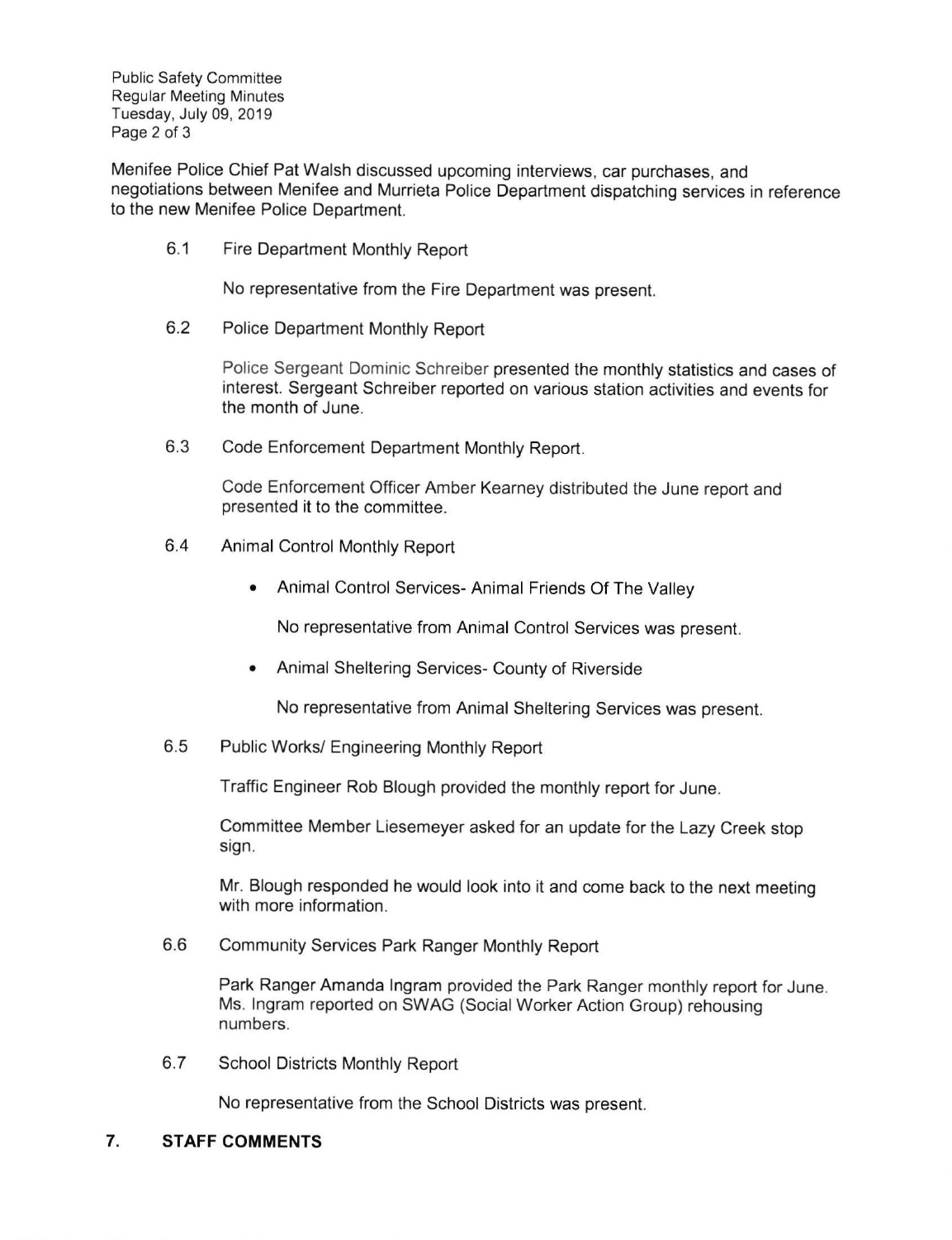Menifee Police Chief Pat Walsh discussed upcoming interviews, car purchases, and negotiations between Menifee and Murrieta Police Department dispatching services in reference to the new Menifee Police Department.

6.1 Fire Department Monthly Report

No representative from the Fire Department was present.

6.2 Police Department Monthly Report

Police Sergeant Dominic Schreiber presented the monthly statistics and cases of interest. Sergeant Schreiber reported on various station activities and events for the month of June.

6.3 Code Enforcement Department Monthly Report.

Code Enforcement Officer Amber Kearney distributed the June report and presented it to the committee.

6.4 Animal Control Monthly Report

- Animal Control Services- Animal Friends Of The Valley

  No representative from Animal Control Services was present.

- Animal Sheltering Services- County of Riverside

  No representative from Animal Sheltering Services was present.

6.5 Public Works/ Engineering Monthly Report

Traffic Engineer Rob Blough provided the monthly report for June.

Committee Member Liesemeyer asked for an update for the Lazy Creek stop sign.

Mr. Blough responded he would look into it and come back to the next meeting with more information.

6.6 Community Services Park Ranger Monthly Report

Park Ranger Amanda Ingram provided the Park Ranger monthly report for June. Ms. Ingram reported on SWAG (Social Worker Action Group) rehousing numbers.

6.7 School Districts Monthly Report

No representative from the School Districts was present.

## 7. STAFF COMMENTS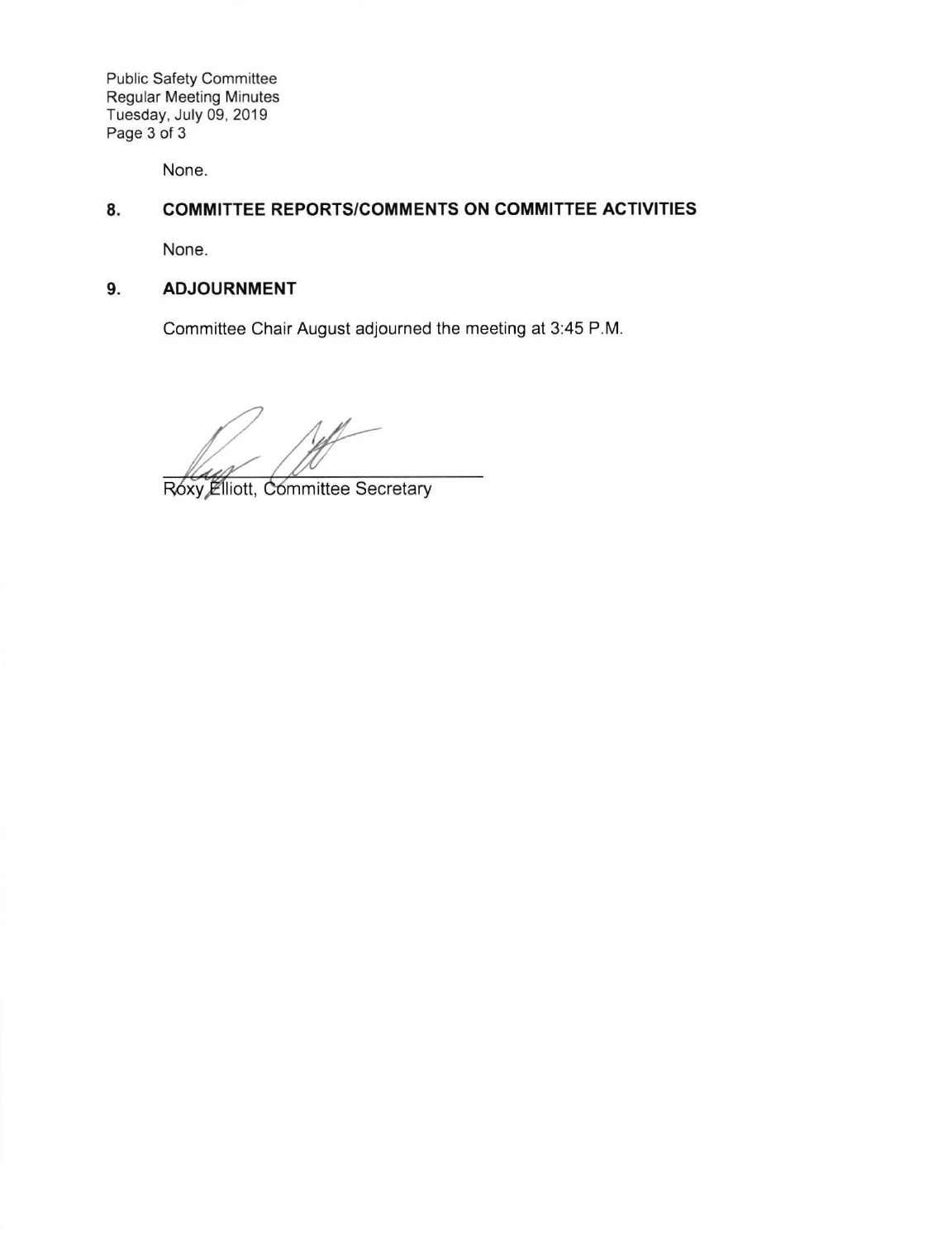None.

## 8. COMMITTEE REPORTS/COMMENTS ON COMMITTEE ACTIVITIES

None.

## 9. ADJOURNMENT

Committee Chair August adjourned the meeting at 3:45 P.M.

Roxy Elliott, Committee Secretary